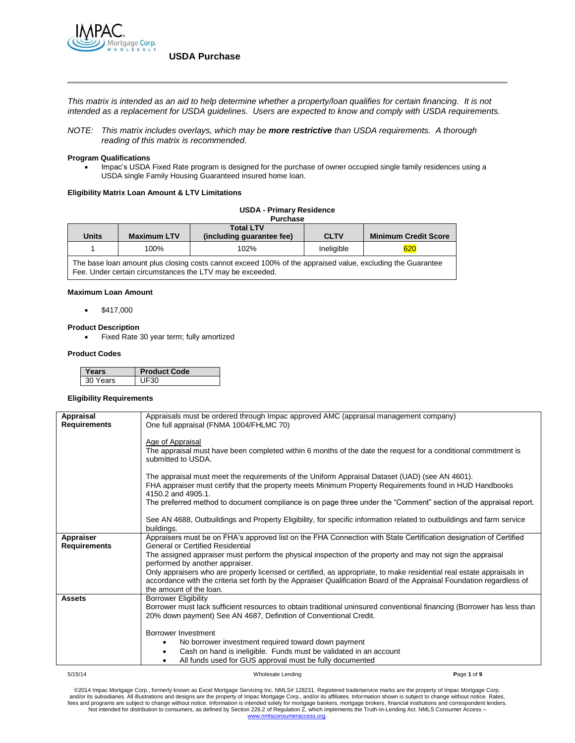# USDA Purchase

*This matrix is intended as an aid to help determine whether a property/loan qualifies for certain financing. It is not intended as a replacement for USDA guidelines. Users are expected to know and comply with USDA requirements.*

*NOTE: This matrix includes overlays, which may be **more restrictive** than USDA requirements. A thorough reading of this matrix is recommended.*

**Program Qualifications**

- Impac's USDA Fixed Rate program is designed for the purchase of owner occupied single family residences using a USDA single Family Housing Guaranteed insured home loan.

**Eligibility Matrix Loan Amount & LTV Limitations**

**USDA - Primary Residence**
**Purchase**

| Units | Maximum LTV | Total LTV (including guarantee fee) | CLTV | Minimum Credit Score |
|---|---|---|---|---|
| 1 | 100% | 102% | Ineligible | 620 |
| The base loan amount plus closing costs cannot exceed 100% of the appraised value, excluding the Guarantee Fee. Under certain circumstances the LTV may be exceeded. | | | | |

**Maximum Loan Amount**

- $417,000

**Product Description**

- Fixed Rate 30 year term; fully amortized

**Product Codes**

| Years | Product Code |
|---|---|
| 30 Years | UF30 |

**Eligibility Requirements**

| | |
|---|---|
| **Appraisal Requirements** | Appraisals must be ordered through Impac approved AMC (appraisal management company)<br>One full appraisal (FNMA 1004/FHLMC 70)<br><br>Age of Appraisal<br>The appraisal must have been completed within 6 months of the date the request for a conditional commitment is submitted to USDA.<br><br>The appraisal must meet the requirements of the Uniform Appraisal Dataset (UAD) (see AN 4601).<br>FHA appraiser must certify that the property meets Minimum Property Requirements found in HUD Handbooks 4150.2 and 4905.1.<br>The preferred method to document compliance is on page three under the "Comment" section of the appraisal report.<br><br>See AN 4688, Outbuildings and Property Eligibility, for specific information related to outbuildings and farm service buildings. |
| **Appraiser Requirements** | Appraisers must be on FHA's approved list on the FHA Connection with State Certification designation of Certified General or Certified Residential<br>The assigned appraiser must perform the physical inspection of the property and may not sign the appraisal performed by another appraiser.<br>Only appraisers who are properly licensed or certified, as appropriate, to make residential real estate appraisals in accordance with the criteria set forth by the Appraiser Qualification Board of the Appraisal Foundation regardless of the amount of the loan. |
| **Assets** | Borrower Eligibility<br>Borrower must lack sufficient resources to obtain traditional uninsured conventional financing (Borrower has less than 20% down payment) See AN 4687, Definition of Conventional Credit.<br><br>Borrower Investment<br>• No borrower investment required toward down payment<br>• Cash on hand is ineligible. Funds must be validated in an account<br>• All funds used for GUS approval must be fully documented |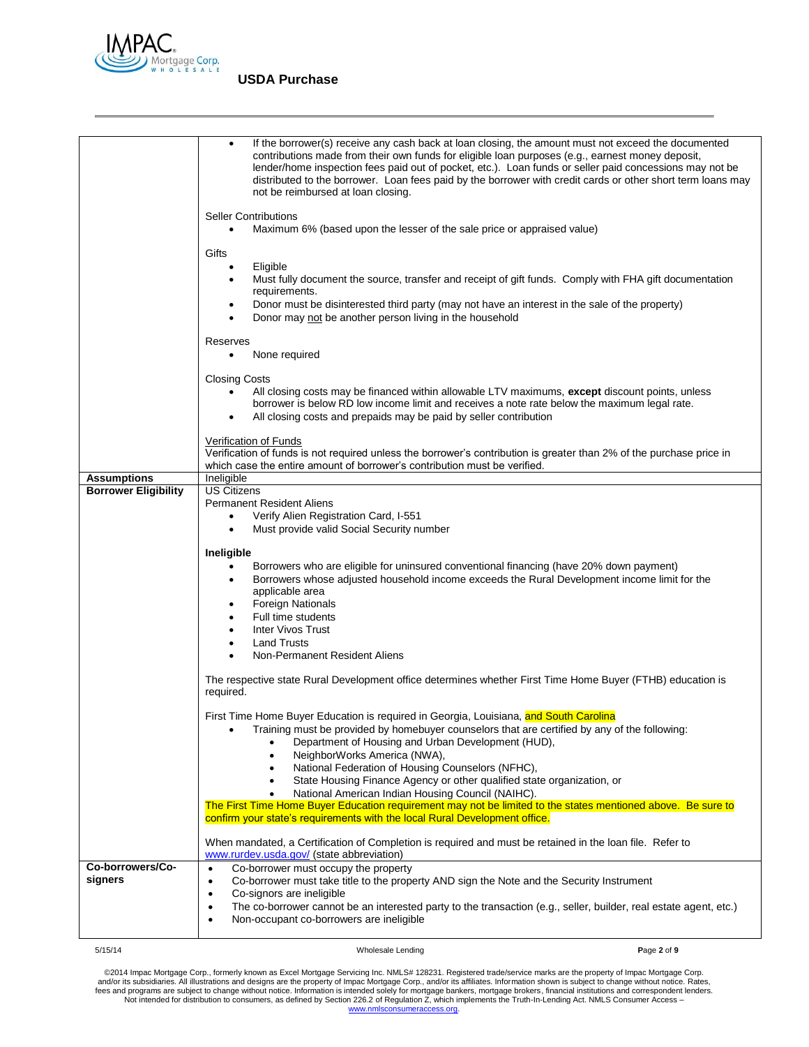| | |
|---|---|
| | • If the borrower(s) receive any cash back at loan closing, the amount must not exceed the documented contributions made from their own funds for eligible loan purposes (e.g., earnest money deposit, lender/home inspection fees paid out of pocket, etc.). Loan funds or seller paid concessions may not be distributed to the borrower. Loan fees paid by the borrower with credit cards or other short term loans may not be reimbursed at loan closing.<br><br>Seller Contributions<br>• Maximum 6% (based upon the lesser of the sale price or appraised value)<br><br>Gifts<br>• Eligible<br>• Must fully document the source, transfer and receipt of gift funds. Comply with FHA gift documentation requirements.<br>• Donor must be disinterested third party (may not have an interest in the sale of the property)<br>• Donor may not be another person living in the household<br><br>Reserves<br>• None required<br><br>Closing Costs<br>• All closing costs may be financed within allowable LTV maximums, **except** discount points, unless borrower is below RD low income limit and receives a note rate below the maximum legal rate.<br>• All closing costs and prepaids may be paid by seller contribution<br><br>Verification of Funds<br>Verification of funds is not required unless the borrower's contribution is greater than 2% of the purchase price in which case the entire amount of borrower's contribution must be verified. |
| **Assumptions** | Ineligible |
| **Borrower Eligibility** | US Citizens<br>Permanent Resident Aliens<br>• Verify Alien Registration Card, I-551<br>• Must provide valid Social Security number<br><br>**Ineligible**<br>• Borrowers who are eligible for uninsured conventional financing (have 20% down payment)<br>• Borrowers whose adjusted household income exceeds the Rural Development income limit for the applicable area<br>• Foreign Nationals<br>• Full time students<br>• Inter Vivos Trust<br>• Land Trusts<br>• Non-Permanent Resident Aliens<br><br>The respective state Rural Development office determines whether First Time Home Buyer (FTHB) education is required.<br><br>First Time Home Buyer Education is required in Georgia, Louisiana, and South Carolina<br>• Training must be provided by homebuyer counselors that are certified by any of the following:<br>&nbsp;&nbsp;&nbsp;&nbsp;• Department of Housing and Urban Development (HUD),<br>&nbsp;&nbsp;&nbsp;&nbsp;• NeighborWorks America (NWA),<br>&nbsp;&nbsp;&nbsp;&nbsp;• National Federation of Housing Counselors (NFHC),<br>&nbsp;&nbsp;&nbsp;&nbsp;• State Housing Finance Agency or other qualified state organization, or<br>&nbsp;&nbsp;&nbsp;&nbsp;• National American Indian Housing Council (NAIHC).<br>The First Time Home Buyer Education requirement may not be limited to the states mentioned above. Be sure to confirm your state's requirements with the local Rural Development office.<br><br>When mandated, a Certification of Completion is required and must be retained in the loan file. Refer to www.rurdev.usda.gov/ (state abbreviation) |
| **Co-borrowers/Co-signers** | • Co-borrower must occupy the property<br>• Co-borrower must take title to the property AND sign the Note and the Security Instrument<br>• Co-signs are ineligible<br>• The co-borrower cannot be an interested party to the transaction (e.g., seller, builder, real estate agent, etc.)<br>• Non-occupant co-borrowers are ineligible |

©2014 Impac Mortgage Corp., formerly known as Excel Mortgage Servicing Inc. NMLS# 128231. Registered trade/service marks are the property of Impac Mortgage Corp. and/or its subsidiaries. All illustrations and designs are the property of Impac Mortgage Corp., and/or its affiliates. Information shown is subject to change without notice. Rates, fees and programs are subject to change without notice. Information is intended solely for mortgage bankers, mortgage brokers, financial institutions and correspondent lenders. Not intended for distribution to consumers, as defined by Section 226.2 of Regulation Z, which implements the Truth-In-Lending Act. NMLS Consumer Access – www.nmlsconsumeraccess.org.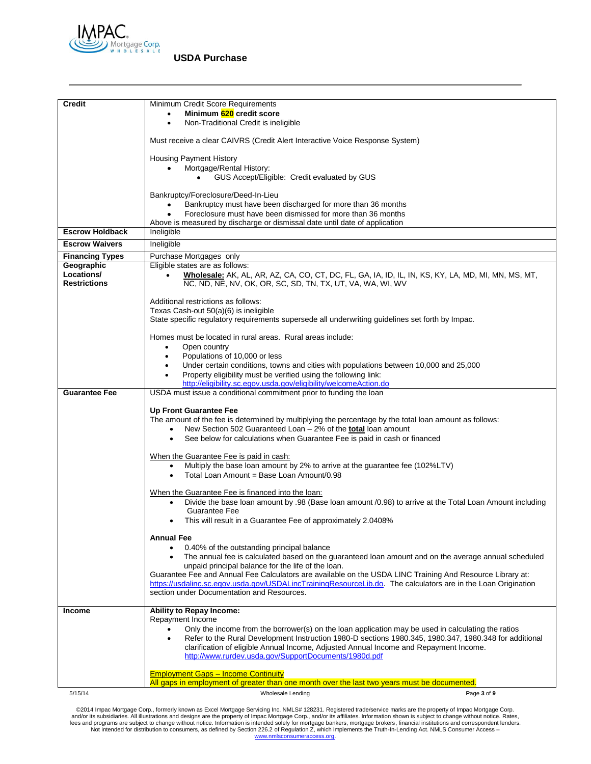# USDA Purchase

| | |
|---|---|
| **Credit** | Minimum Credit Score Requirements<br>• **Minimum 620 credit score**<br>• Non-Traditional Credit is ineligible<br><br>Must receive a clear CAIVRS (Credit Alert Interactive Voice Response System)<br><br>Housing Payment History<br>• Mortgage/Rental History:<br>  • GUS Accept/Eligible: Credit evaluated by GUS<br><br>Bankruptcy/Foreclosure/Deed-In-Lieu<br>• Bankruptcy must have been discharged for more than 36 months<br>• Foreclosure must have been dismissed for more than 36 months<br>Above is measured by discharge or dismissal date until date of application |
| **Escrow Holdback** | Ineligible |
| **Escrow Waivers** | Ineligible |
| **Financing Types** | Purchase Mortgages only |
| **Geographic Locations/ Restrictions** | Eligible states are as follows:<br>• **Wholesale:** AK, AL, AR, AZ, CA, CO, CT, DC, FL, GA, IA, ID, IL, IN, KS, KY, LA, MD, MI, MN, MS, MT, NC, ND, NE, NV, OK, OR, SC, SD, TN, TX, UT, VA, WA, WI, WV<br><br>Additional restrictions as follows:<br>Texas Cash-out 50(a)(6) is ineligible<br>State specific regulatory requirements supersede all underwriting guidelines set forth by Impac.<br><br>Homes must be located in rural areas. Rural areas include:<br>• Open country<br>• Populations of 10,000 or less<br>• Under certain conditions, towns and cities with populations between 10,000 and 25,000<br>• Property eligibility must be verified using the following link: http://eligibility.sc.egov.usda.gov/eligibility/welcomeAction.do |
| **Guarantee Fee** | USDA must issue a conditional commitment prior to funding the loan<br><br>**Up Front Guarantee Fee**<br>The amount of the fee is determined by multiplying the percentage by the total loan amount as follows:<br>• New Section 502 Guaranteed Loan – 2% of the **total** loan amount<br>• See below for calculations when Guarantee Fee is paid in cash or financed<br><br>When the Guarantee Fee is paid in cash:<br>• Multiply the base loan amount by 2% to arrive at the guarantee fee (102%LTV)<br>• Total Loan Amount = Base Loan Amount/0.98<br><br>When the Guarantee Fee is financed into the loan:<br>• Divide the base loan amount by .98 (Base loan amount /0.98) to arrive at the Total Loan Amount including Guarantee Fee<br>• This will result in a Guarantee Fee of approximately 2.0408%<br><br>**Annual Fee**<br>• 0.40% of the outstanding principal balance<br>• The annual fee is calculated based on the guaranteed loan amount and on the average annual scheduled unpaid principal balance for the life of the loan.<br>Guarantee Fee and Annual Fee Calculators are available on the USDA LINC Training And Resource Library at: https://usdalinc.sc.egov.usda.gov/USDALincTrainingResourceLib.do. The calculators are in the Loan Origination section under Documentation and Resources. |
| **Income** | **Ability to Repay Income:**<br>Repayment Income<br>• Only the income from the borrower(s) on the loan application may be used in calculating the ratios<br>• Refer to the Rural Development Instruction 1980-D sections 1980.345, 1980.347, 1980.348 for additional clarification of eligible Annual Income, Adjusted Annual Income and Repayment Income. http://www.rurdev.usda.gov/SupportDocuments/1980d.pdf<br><br>Employment Gaps – Income Continuity<br>All gaps in employment of greater than one month over the last two years must be documented. |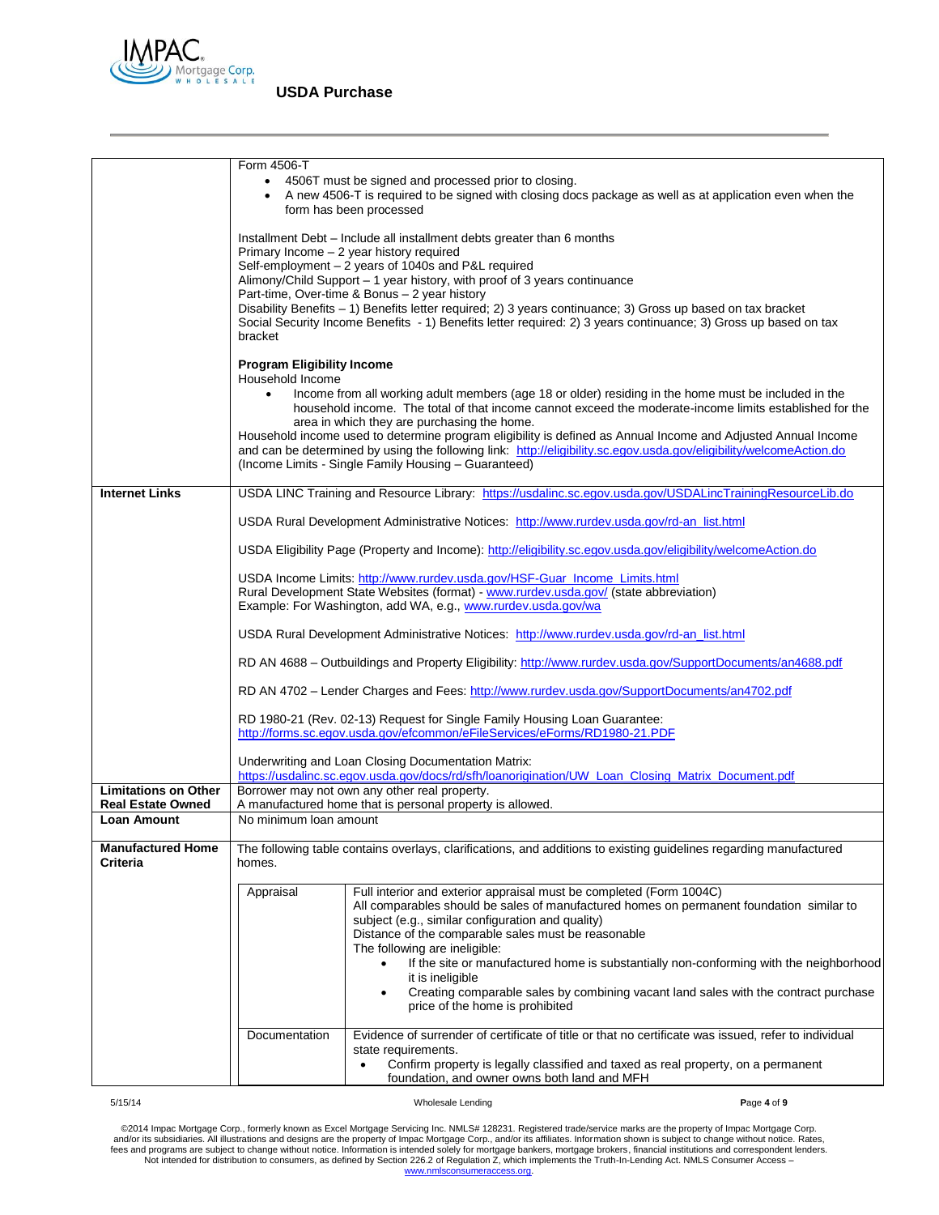## USDA Purchase

| | |
|---|---|
| | Form 4506-T<br>• 4506T must be signed and processed prior to closing.<br>• A new 4506-T is required to be signed with closing docs package as well as at application even when the form has been processed<br><br>Installment Debt – Include all installment debts greater than 6 months<br>Primary Income – 2 year history required<br>Self-employment – 2 years of 1040s and P&L required<br>Alimony/Child Support – 1 year history, with proof of 3 years continuance<br>Part-time, Over-time & Bonus – 2 year history<br>Disability Benefits – 1) Benefits letter required; 2) 3 years continuance; 3) Gross up based on tax bracket<br>Social Security Income Benefits - 1) Benefits letter required: 2) 3 years continuance; 3) Gross up based on tax bracket<br><br>**Program Eligibility Income**<br>Household Income<br>• Income from all working adult members (age 18 or older) residing in the home must be included in the household income. The total of that income cannot exceed the moderate-income limits established for the area in which they are purchasing the home.<br>Household income used to determine program eligibility is defined as Annual Income and Adjusted Annual Income and can be determined by using the following link: http://eligibility.sc.egov.usda.gov/eligibility/welcomeAction.do (Income Limits - Single Family Housing – Guaranteed) |
| **Internet Links** | USDA LINC Training and Resource Library: https://usdalinc.sc.egov.usda.gov/USDALincTrainingResourceLib.do<br><br>USDA Rural Development Administrative Notices: http://www.rurdev.usda.gov/rd-an_list.html<br><br>USDA Eligibility Page (Property and Income): http://eligibility.sc.egov.usda.gov/eligibility/welcomeAction.do<br><br>USDA Income Limits: http://www.rurdev.usda.gov/HSF-Guar_Income_Limits.html<br>Rural Development State Websites (format) - www.rurdev.usda.gov/ (state abbreviation)<br>Example: For Washington, add WA, e.g., www.rurdev.usda.gov/wa<br><br>USDA Rural Development Administrative Notices: http://www.rurdev.usda.gov/rd-an_list.html<br><br>RD AN 4688 – Outbuildings and Property Eligibility: http://www.rurdev.usda.gov/SupportDocuments/an4688.pdf<br><br>RD AN 4702 – Lender Charges and Fees: http://www.rurdev.usda.gov/SupportDocuments/an4702.pdf<br><br>RD 1980-21 (Rev. 02-13) Request for Single Family Housing Loan Guarantee: http://forms.sc.egov.usda.gov/efcommon/eFileServices/eForms/RD1980-21.PDF<br><br>Underwriting and Loan Closing Documentation Matrix: https://usdalinc.sc.egov.usda.gov/docs/rd/sfh/loanorigination/UW_Loan_Closing_Matrix_Document.pdf |
| **Limitations on Other Real Estate Owned** | Borrower may not own any other real property.<br>A manufactured home that is personal property is allowed. |
| **Loan Amount** | No minimum loan amount |
| **Manufactured Home Criteria** | The following table contains overlays, clarifications, and additions to existing guidelines regarding manufactured homes.<br><br>**Appraisal:** Full interior and exterior appraisal must be completed (Form 1004C)<br>All comparables should be sales of manufactured homes on permanent foundation similar to subject (e.g., similar configuration and quality)<br>Distance of the comparable sales must be reasonable<br>The following are ineligible:<br>• If the site or manufactured home is substantially non-conforming with the neighborhood it is ineligible<br>• Creating comparable sales by combining vacant land sales with the contract purchase price of the home is prohibited<br><br>**Documentation:** Evidence of surrender of certificate of title or that no certificate was issued, refer to individual state requirements.<br>• Confirm property is legally classified and taxed as real property, on a permanent foundation, and owner owns both land and MFH |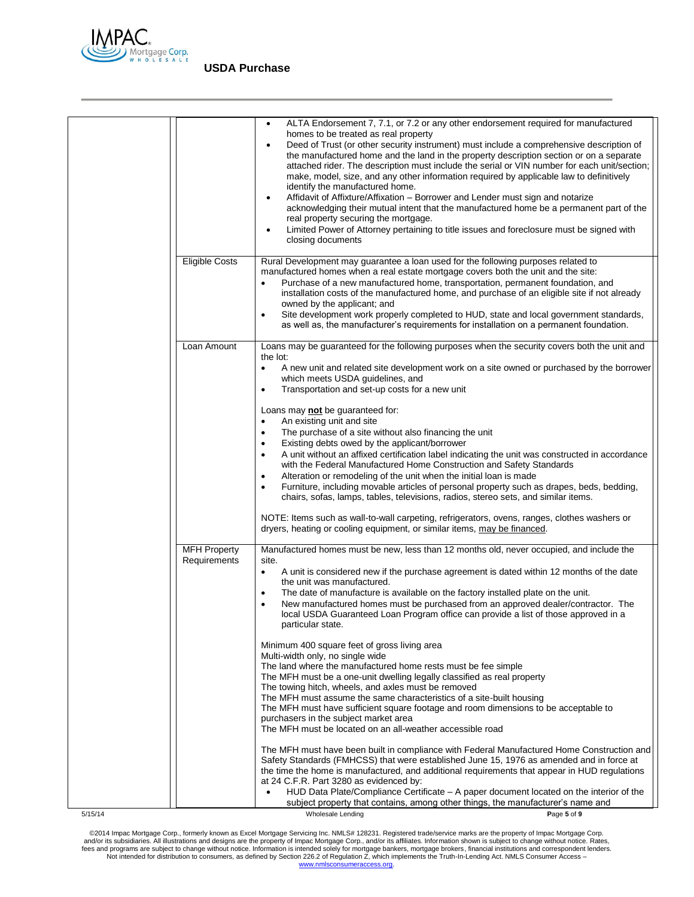| | | |
|---|---|---|
| | | • ALTA Endorsement 7, 7.1, or 7.2 or any other endorsement required for manufactured homes to be treated as real property<br>• Deed of Trust (or other security instrument) must include a comprehensive description of the manufactured home and the land in the property description section or on a separate attached rider. The description must include the serial or VIN number for each unit/section; make, model, size, and any other information required by applicable law to definitively identify the manufactured home.<br>• Affidavit of Affixture/Affixation – Borrower and Lender must sign and notarize acknowledging their mutual intent that the manufactured home be a permanent part of the real property securing the mortgage.<br>• Limited Power of Attorney pertaining to title issues and foreclosure must be signed with closing documents |
| | Eligible Costs | Rural Development may guarantee a loan used for the following purposes related to manufactured homes when a real estate mortgage covers both the unit and the site:<br>• Purchase of a new manufactured home, transportation, permanent foundation, and installation costs of the manufactured home, and purchase of an eligible site if not already owned by the applicant; and<br>• Site development work properly completed to HUD, state and local government standards, as well as, the manufacturer's requirements for installation on a permanent foundation. |
| | Loan Amount | Loans may be guaranteed for the following purposes when the security covers both the unit and the lot:<br>• A new unit and related site development work on a site owned or purchased by the borrower which meets USDA guidelines, and<br>• Transportation and set-up costs for a new unit<br><br>Loans may **not** be guaranteed for:<br>• An existing unit and site<br>• The purchase of a site without also financing the unit<br>• Existing debts owed by the applicant/borrower<br>• A unit without an affixed certification label indicating the unit was constructed in accordance with the Federal Manufactured Home Construction and Safety Standards<br>• Alteration or remodeling of the unit when the initial loan is made<br>• Furniture, including movable articles of personal property such as drapes, beds, bedding, chairs, sofas, lamps, tables, televisions, radios, stereo sets, and similar items.<br><br>NOTE: Items such as wall-to-wall carpeting, refrigerators, ovens, ranges, clothes washers or dryers, heating or cooling equipment, or similar items, may be financed. |
| | MFH Property Requirements | Manufactured homes must be new, less than 12 months old, never occupied, and include the site.<br>• A unit is considered new if the purchase agreement is dated within 12 months of the date the unit was manufactured.<br>• The date of manufacture is available on the factory installed plate on the unit.<br>• New manufactured homes must be purchased from an approved dealer/contractor. The local USDA Guaranteed Loan Program office can provide a list of those approved in a particular state.<br><br>Minimum 400 square feet of gross living area<br>Multi-width only, no single wide<br>The land where the manufactured home rests must be fee simple<br>The MFH must be a one-unit dwelling legally classified as real property<br>The towing hitch, wheels, and axles must be removed<br>The MFH must assume the same characteristics of a site-built housing<br>The MFH must have sufficient square footage and room dimensions to be acceptable to purchasers in the subject market area<br>The MFH must be located on an all-weather accessible road<br><br>The MFH must have been built in compliance with Federal Manufactured Home Construction and Safety Standards (FMHCSS) that were established June 15, 1976 as amended and in force at the time the home is manufactured, and additional requirements that appear in HUD regulations at 24 C.F.R. Part 3280 as evidenced by:<br>• HUD Data Plate/Compliance Certificate – A paper document located on the interior of the subject property that contains, among other things, the manufacturer's name and |

©2014 Impac Mortgage Corp., formerly known as Excel Mortgage Servicing Inc. NMLS# 128231. Registered trade/service marks are the property of Impac Mortgage Corp. and/or its subsidiaries. All illustrations and designs are the property of Impac Mortgage Corp., and/or its affiliates. Information shown is subject to change without notice. Rates, fees and programs are subject to change without notice. Information is intended solely for mortgage bankers, mortgage brokers, financial institutions and correspondent lenders. Not intended for distribution to consumers, as defined by Section 226.2 of Regulation Z, which implements the Truth-In-Lending Act. NMLS Consumer Access – www.nmlsconsumeraccess.org.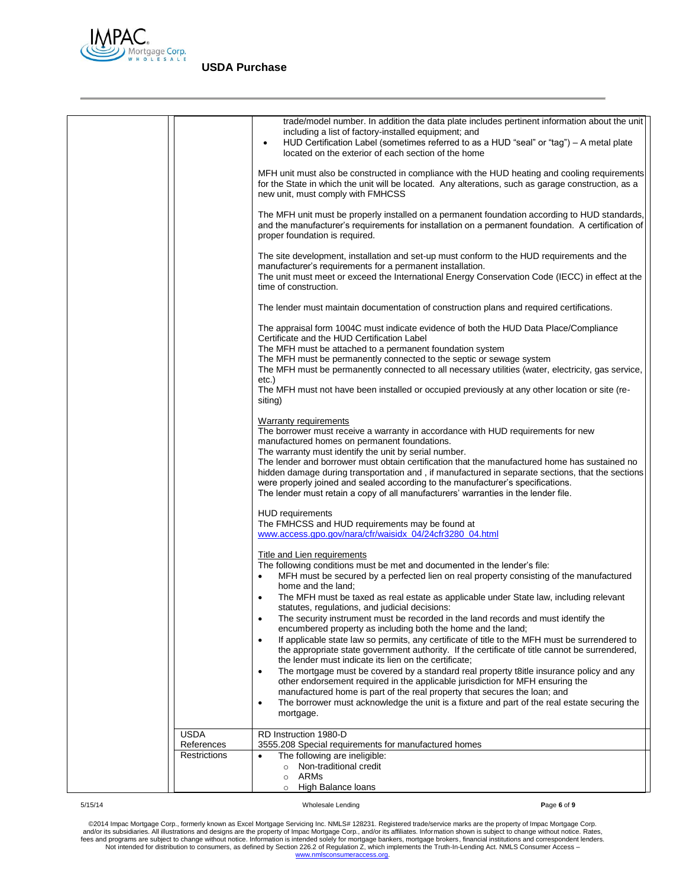## USDA Purchase

| | | |
|---|---|---|
| | | trade/model number. In addition the data plate includes pertinent information about the unit including a list of factory-installed equipment; and<br>• HUD Certification Label (sometimes referred to as a HUD "seal" or "tag") – A metal plate located on the exterior of each section of the home<br><br>MFH unit must also be constructed in compliance with the HUD heating and cooling requirements for the State in which the unit will be located. Any alterations, such as garage construction, as a new unit, must comply with FMHCSS<br><br>The MFH unit must be properly installed on a permanent foundation according to HUD standards, and the manufacturer's requirements for installation on a permanent foundation. A certification of proper foundation is required.<br><br>The site development, installation and set-up must conform to the HUD requirements and the manufacturer's requirements for a permanent installation.<br>The unit must meet or exceed the International Energy Conservation Code (IECC) in effect at the time of construction.<br><br>The lender must maintain documentation of construction plans and required certifications.<br><br>The appraisal form 1004C must indicate evidence of both the HUD Data Place/Compliance Certificate and the HUD Certification Label<br>The MFH must be attached to a permanent foundation system<br>The MFH must be permanently connected to the septic or sewage system<br>The MFH must be permanently connected to all necessary utilities (water, electricity, gas service, etc.)<br>The MFH must not have been installed or occupied previously at any other location or site (re-siting)<br><br><u>Warranty requirements</u><br>The borrower must receive a warranty in accordance with HUD requirements for new manufactured homes on permanent foundations.<br>The warranty must identify the unit by serial number.<br>The lender and borrower must obtain certification that the manufactured home has sustained no hidden damage during transportation and , if manufactured in separate sections, that the sections were properly joined and sealed according to the manufacturer's specifications.<br>The lender must retain a copy of all manufacturers' warranties in the lender file.<br><br>HUD requirements<br>The FMHCSS and HUD requirements may be found at<br>www.access.gpo.gov/nara/cfr/waisidx_04/24cfr3280_04.html<br><br><u>Title and Lien requirements</u><br>The following conditions must be met and documented in the lender's file:<br>• MFH must be secured by a perfected lien on real property consisting of the manufactured home and the land;<br>• The MFH must be taxed as real estate as applicable under State law, including relevant statutes, regulations, and judicial decisions:<br>• The security instrument must be recorded in the land records and must identify the encumbered property as including both the home and the land;<br>• If applicable state law so permits, any certificate of title to the MFH must be surrendered to the appropriate state government authority. If the certificate of title cannot be surrendered, the lender must indicate its lien on the certificate;<br>• The mortgage must be covered by a standard real property t8itle insurance policy and any other endorsement required in the applicable jurisdiction for MFH ensuring the manufactured home is part of the real property that secures the loan; and<br>• The borrower must acknowledge the unit is a fixture and part of the real estate securing the mortgage. |
| | USDA References | RD Instruction 1980-D<br>3555.208 Special requirements for manufactured homes |
| | Restrictions | • The following are ineligible:<br>  ○ Non-traditional credit<br>  ○ ARMs<br>  ○ High Balance loans |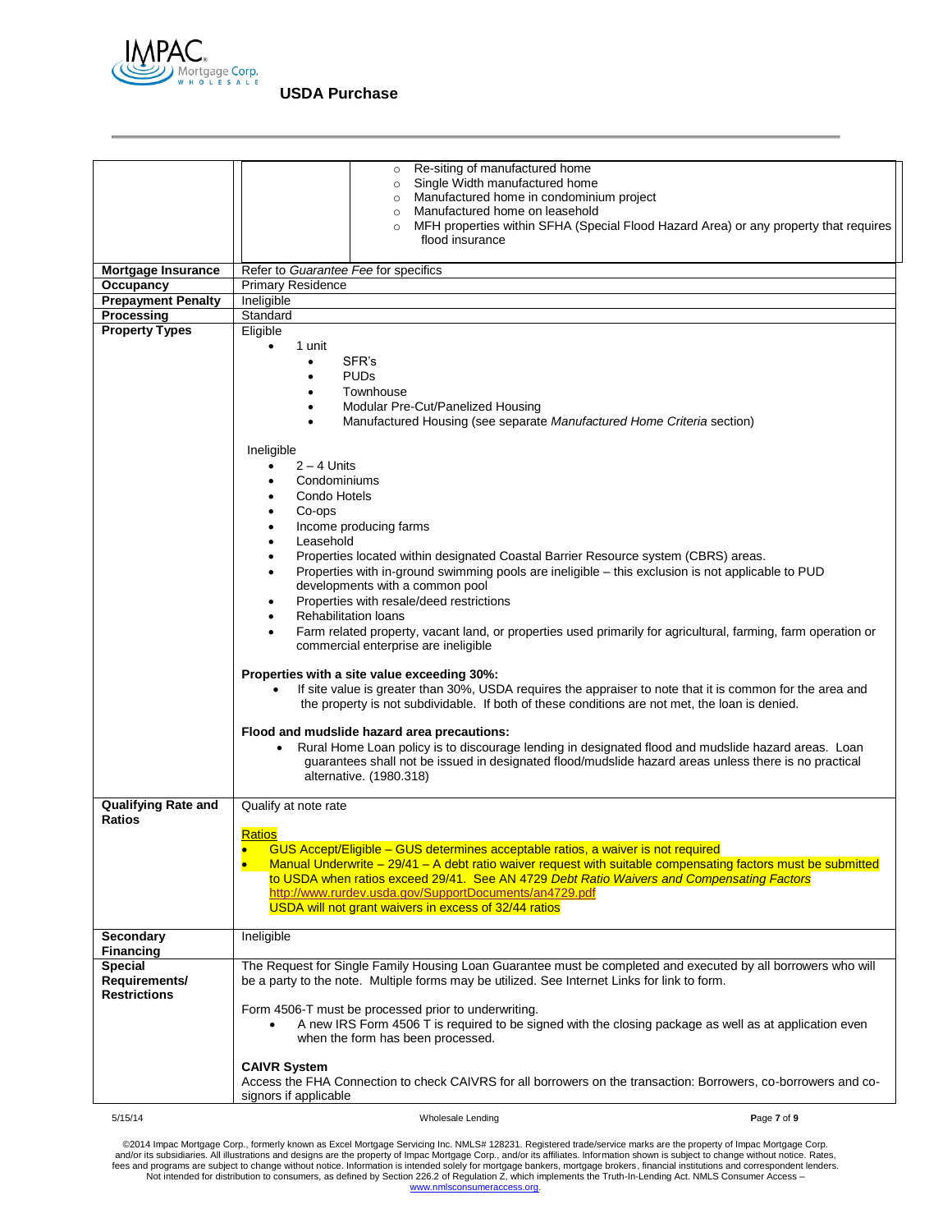| | |
|---|---|
| | ○ Re-siting of manufactured home<br>○ Single Width manufactured home<br>○ Manufactured home in condominium project<br>○ Manufactured home on leasehold<br>○ MFH properties within SFHA (Special Flood Hazard Area) or any property that requires flood insurance |
| **Mortgage Insurance** | Refer to *Guarantee Fee* for specifics |
| **Occupancy** | Primary Residence |
| **Prepayment Penalty** | Ineligible |
| **Processing** | Standard |
| **Property Types** | Eligible<br>• 1 unit<br>  • SFR's<br>  • PUDs<br>  • Townhouse<br>  • Modular Pre-Cut/Panelized Housing<br>  • Manufactured Housing (see separate *Manufactured Home Criteria* section)<br><br>Ineligible<br>• 2 – 4 Units<br>• Condominiums<br>• Condo Hotels<br>• Co-ops<br>• Income producing farms<br>• Leasehold<br>• Properties located within designated Coastal Barrier Resource system (CBRS) areas.<br>• Properties with in-ground swimming pools are ineligible – this exclusion is not applicable to PUD developments with a common pool<br>• Properties with resale/deed restrictions<br>• Rehabilitation loans<br>• Farm related property, vacant land, or properties used primarily for agricultural, farming, farm operation or commercial enterprise are ineligible<br><br>**Properties with a site value exceeding 30%:**<br>• If site value is greater than 30%, USDA requires the appraiser to note that it is common for the area and the property is not subdividable. If both of these conditions are not met, the loan is denied.<br><br>**Flood and mudslide hazard area precautions:**<br>• Rural Home Loan policy is to discourage lending in designated flood and mudslide hazard areas. Loan guarantees shall not be issued in designated flood/mudslide hazard areas unless there is no practical alternative. (1980.318) |
| **Qualifying Rate and Ratios** | Qualify at note rate<br><br>Ratios<br>• GUS Accept/Eligible – GUS determines acceptable ratios, a waiver is not required<br>• Manual Underwrite – 29/41 – A debt ratio waiver request with suitable compensating factors must be submitted to USDA when ratios exceed 29/41. See AN 4729 *Debt Ratio Waivers and Compensating Factors* http://www.rurdev.usda.gov/SupportDocuments/an4729.pdf<br>USDA will not grant waivers in excess of 32/44 ratios |
| **Secondary Financing** | Ineligible |
| **Special Requirements/ Restrictions** | The Request for Single Family Housing Loan Guarantee must be completed and executed by all borrowers who will be a party to the note. Multiple forms may be utilized. See Internet Links for link to form.<br><br>Form 4506-T must be processed prior to underwriting.<br>• A new IRS Form 4506 T is required to be signed with the closing package as well as at application even when the form has been processed.<br><br>**CAIVR System**<br>Access the FHA Connection to check CAIVRS for all borrowers on the transaction: Borrowers, co-borrowers and co-signors if applicable |

5/15/14 Wholesale Lending

©2014 Impac Mortgage Corp., formerly known as Excel Mortgage Servicing Inc. NMLS# 128231. Registered trade/service marks are the property of Impac Mortgage Corp. and/or its subsidiaries. All illustrations and designs are the property of Impac Mortgage Corp., and/or its affiliates. Information shown is subject to change without notice. Rates, fees and programs are subject to change without notice. Information is intended solely for mortgage bankers, mortgage brokers, financial institutions and correspondent lenders. Not intended for distribution to consumers, as defined by Section 226.2 of Regulation Z, which implements the Truth-In-Lending Act. NMLS Consumer Access – www.nmlsconsumeraccess.org.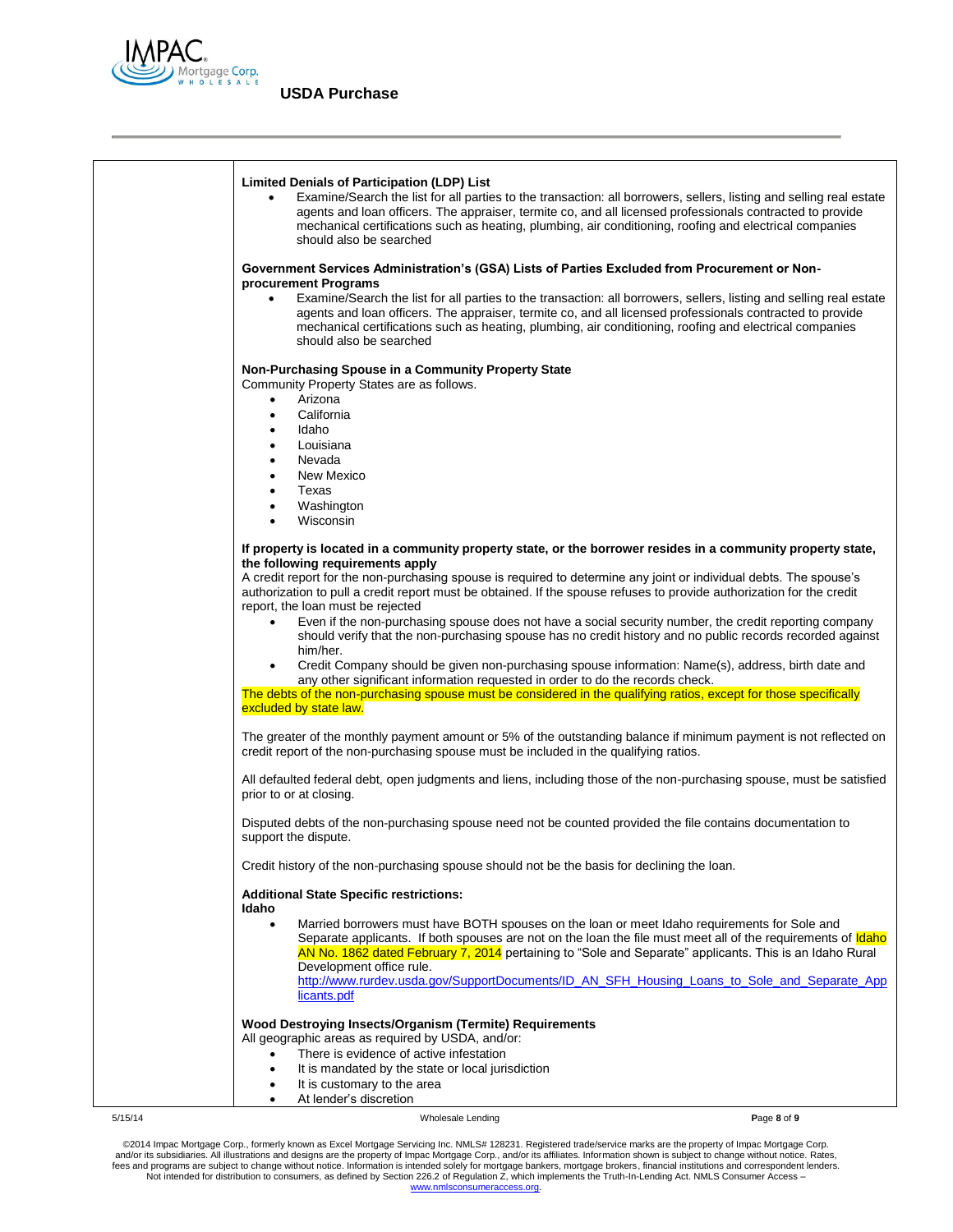**Limited Denials of Participation (LDP) List**

- Examine/Search the list for all parties to the transaction: all borrowers, sellers, listing and selling real estate agents and loan officers. The appraiser, termite co, and all licensed professionals contracted to provide mechanical certifications such as heating, plumbing, air conditioning, roofing and electrical companies should also be searched

**Government Services Administration's (GSA) Lists of Parties Excluded from Procurement or Non-procurement Programs**

- Examine/Search the list for all parties to the transaction: all borrowers, sellers, listing and selling real estate agents and loan officers. The appraiser, termite co, and all licensed professionals contracted to provide mechanical certifications such as heating, plumbing, air conditioning, roofing and electrical companies should also be searched

**Non-Purchasing Spouse in a Community Property State**

Community Property States are as follows.

- Arizona
- California
- Idaho
- Louisiana
- Nevada
- New Mexico
- Texas
- Washington
- Wisconsin

**If property is located in a community property state, or the borrower resides in a community property state, the following requirements apply**

A credit report for the non-purchasing spouse is required to determine any joint or individual debts. The spouse's authorization to pull a credit report must be obtained. If the spouse refuses to provide authorization for the credit report, the loan must be rejected

- Even if the non-purchasing spouse does not have a social security number, the credit reporting company should verify that the non-purchasing spouse has no credit history and no public records recorded against him/her.
- Credit Company should be given non-purchasing spouse information: Name(s), address, birth date and any other significant information requested in order to do the records check.

The debts of the non-purchasing spouse must be considered in the qualifying ratios, except for those specifically excluded by state law.

The greater of the monthly payment amount or 5% of the outstanding balance if minimum payment is not reflected on credit report of the non-purchasing spouse must be included in the qualifying ratios.

All defaulted federal debt, open judgments and liens, including those of the non-purchasing spouse, must be satisfied prior to or at closing.

Disputed debts of the non-purchasing spouse need not be counted provided the file contains documentation to support the dispute.

Credit history of the non-purchasing spouse should not be the basis for declining the loan.

**Additional State Specific restrictions:**

**Idaho**

- Married borrowers must have BOTH spouses on the loan or meet Idaho requirements for Sole and Separate applicants. If both spouses are not on the loan the file must meet all of the requirements of Idaho AN No. 1862 dated February 7, 2014 pertaining to "Sole and Separate" applicants. This is an Idaho Rural Development office rule. http://www.rurdev.usda.gov/SupportDocuments/ID_AN_SFH_Housing_Loans_to_Sole_and_Separate_Applicants.pdf

**Wood Destroying Insects/Organism (Termite) Requirements**

All geographic areas as required by USDA, and/or:

- There is evidence of active infestation
- It is mandated by the state or local jurisdiction
- It is customary to the area
- At lender's discretion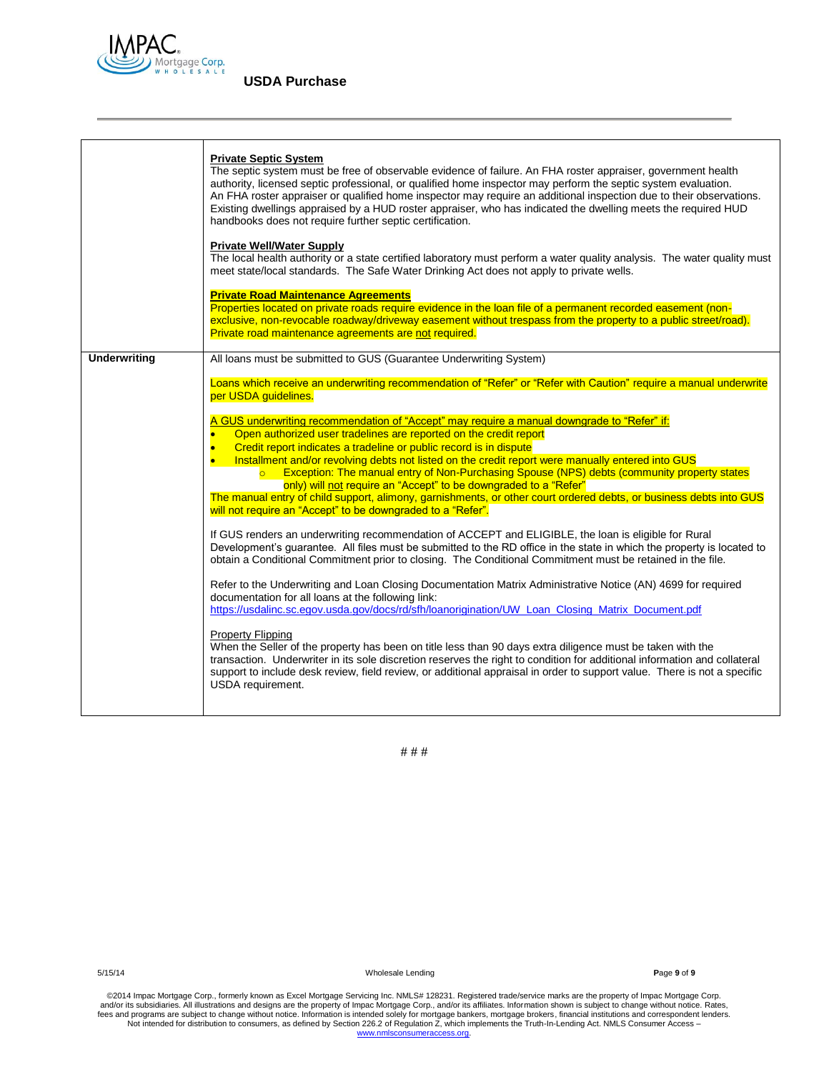| | |
|---|---|
| | **Private Septic System**<br>The septic system must be free of observable evidence of failure. An FHA roster appraiser, government health authority, licensed septic professional, or qualified home inspector may perform the septic system evaluation. An FHA roster appraiser or qualified home inspector may require an additional inspection due to their observations. Existing dwellings appraised by a HUD roster appraiser, who has indicated the dwelling meets the required HUD handbooks does not require further septic certification.<br><br>**Private Well/Water Supply**<br>The local health authority or a state certified laboratory must perform a water quality analysis. The water quality must meet state/local standards. The Safe Water Drinking Act does not apply to private wells.<br><br>**Private Road Maintenance Agreements**<br>Properties located on private roads require evidence in the loan file of a permanent recorded easement (non-exclusive, non-revocable roadway/driveway easement without trespass from the property to a public street/road). Private road maintenance agreements are not required. |
| **Underwriting** | All loans must be submitted to GUS (Guarantee Underwriting System)<br><br>Loans which receive an underwriting recommendation of "Refer" or "Refer with Caution" require a manual underwrite per USDA guidelines.<br><br>A GUS underwriting recommendation of "Accept" may require a manual downgrade to "Refer" if:<br>• Open authorized user tradelines are reported on the credit report<br>• Credit report indicates a tradeline or public record is in dispute<br>• Installment and/or revolving debts not listed on the credit report were manually entered into GUS<br>    ○ Exception: The manual entry of Non-Purchasing Spouse (NPS) debts (community property states only) will not require an "Accept" to be downgraded to a "Refer"<br>The manual entry of child support, alimony, garnishments, or other court ordered debts, or business debts into GUS will not require an "Accept" to be downgraded to a "Refer".<br><br>If GUS renders an underwriting recommendation of ACCEPT and ELIGIBLE, the loan is eligible for Rural Development's guarantee. All files must be submitted to the RD office in the state in which the property is located to obtain a Conditional Commitment prior to closing. The Conditional Commitment must be retained in the file.<br><br>Refer to the Underwriting and Loan Closing Documentation Matrix Administrative Notice (AN) 4699 for required documentation for all loans at the following link:<br>https://usdalinc.sc.egov.usda.gov/docs/rd/sfh/loanorigination/UW_Loan_Closing_Matrix_Document.pdf<br><br>Property Flipping<br>When the Seller of the property has been on title less than 90 days extra diligence must be taken with the transaction. Underwriter in its sole discretion reserves the right to condition for additional information and collateral support to include desk review, field review, or additional appraisal in order to support value. There is not a specific USDA requirement. |

# # #

©2014 Impac Mortgage Corp., formerly known as Excel Mortgage Servicing Inc. NMLS# 128231. Registered trade/service marks are the property of Impac Mortgage Corp. and/or its subsidiaries. All illustrations and designs are the property of Impac Mortgage Corp., and/or its affiliates. Information shown is subject to change without notice. Rates, fees and programs are subject to change without notice. Information is intended solely for mortgage bankers, mortgage brokers, financial institutions and correspondent lenders. Not intended for distribution to consumers, as defined by Section 226.2 of Regulation Z, which implements the Truth-In-Lending Act. NMLS Consumer Access – www.nmlsconsumeraccess.org.